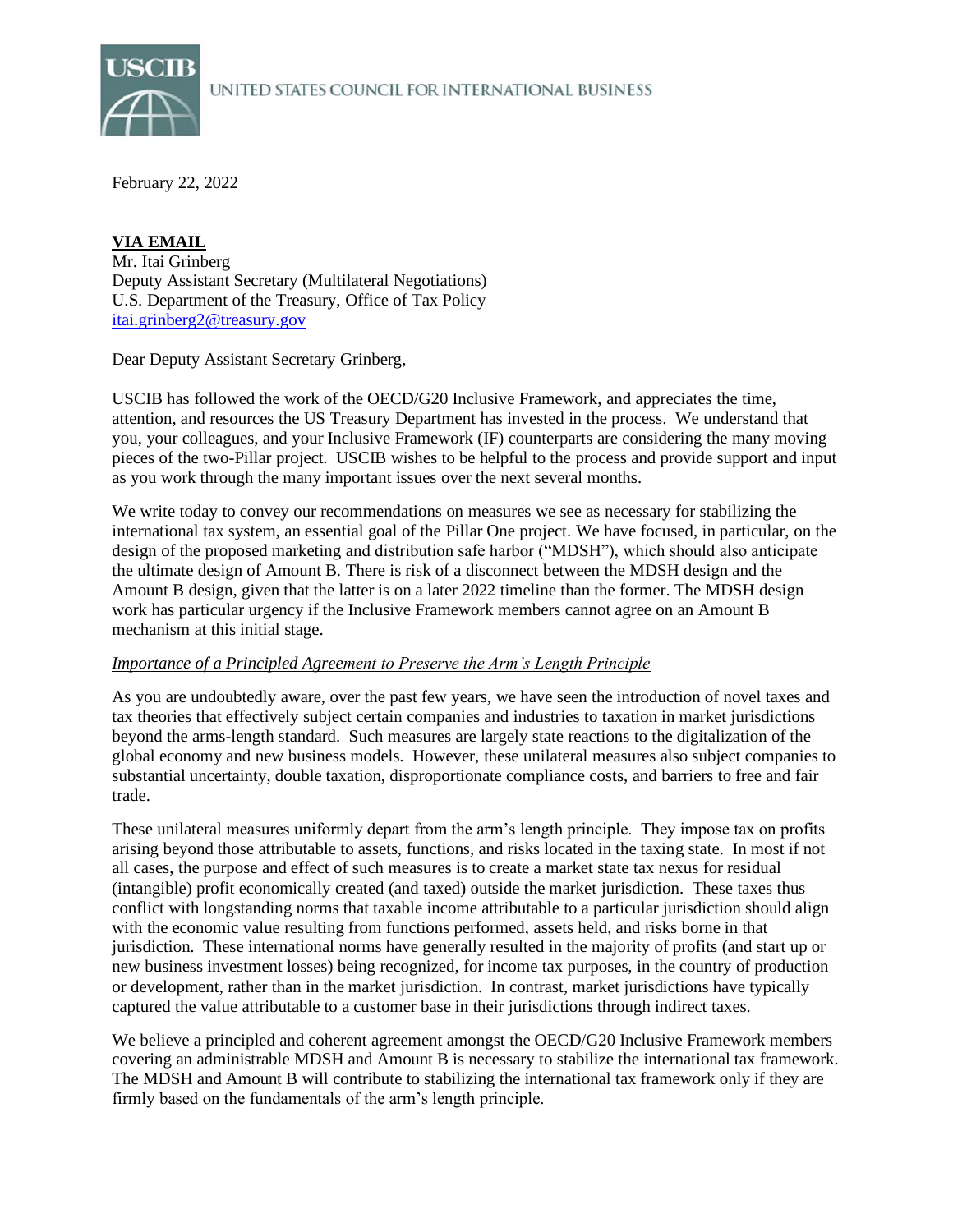UNITED STATES COUNCIL FOR INTERNATIONAL BUSINESS

February 22, 2022

**VIA EMAIL**
Mr. Itai Grinberg
Deputy Assistant Secretary (Multilateral Negotiations)
U.S. Department of the Treasury, Office of Tax Policy
itai.grinberg2@treasury.gov

Dear Deputy Assistant Secretary Grinberg,

USCIB has followed the work of the OECD/G20 Inclusive Framework, and appreciates the time, attention, and resources the US Treasury Department has invested in the process. We understand that you, your colleagues, and your Inclusive Framework (IF) counterparts are considering the many moving pieces of the two-Pillar project. USCIB wishes to be helpful to the process and provide support and input as you work through the many important issues over the next several months.

We write today to convey our recommendations on measures we see as necessary for stabilizing the international tax system, an essential goal of the Pillar One project. We have focused, in particular, on the design of the proposed marketing and distribution safe harbor ("MDSH"), which should also anticipate the ultimate design of Amount B. There is risk of a disconnect between the MDSH design and the Amount B design, given that the latter is on a later 2022 timeline than the former. The MDSH design work has particular urgency if the Inclusive Framework members cannot agree on an Amount B mechanism at this initial stage.

*Importance of a Principled Agreement to Preserve the Arm's Length Principle*

As you are undoubtedly aware, over the past few years, we have seen the introduction of novel taxes and tax theories that effectively subject certain companies and industries to taxation in market jurisdictions beyond the arms-length standard. Such measures are largely state reactions to the digitalization of the global economy and new business models. However, these unilateral measures also subject companies to substantial uncertainty, double taxation, disproportionate compliance costs, and barriers to free and fair trade.

These unilateral measures uniformly depart from the arm's length principle. They impose tax on profits arising beyond those attributable to assets, functions, and risks located in the taxing state. In most if not all cases, the purpose and effect of such measures is to create a market state tax nexus for residual (intangible) profit economically created (and taxed) outside the market jurisdiction. These taxes thus conflict with longstanding norms that taxable income attributable to a particular jurisdiction should align with the economic value resulting from functions performed, assets held, and risks borne in that jurisdiction. These international norms have generally resulted in the majority of profits (and start up or new business investment losses) being recognized, for income tax purposes, in the country of production or development, rather than in the market jurisdiction. In contrast, market jurisdictions have typically captured the value attributable to a customer base in their jurisdictions through indirect taxes.

We believe a principled and coherent agreement amongst the OECD/G20 Inclusive Framework members covering an administrable MDSH and Amount B is necessary to stabilize the international tax framework. The MDSH and Amount B will contribute to stabilizing the international tax framework only if they are firmly based on the fundamentals of the arm's length principle.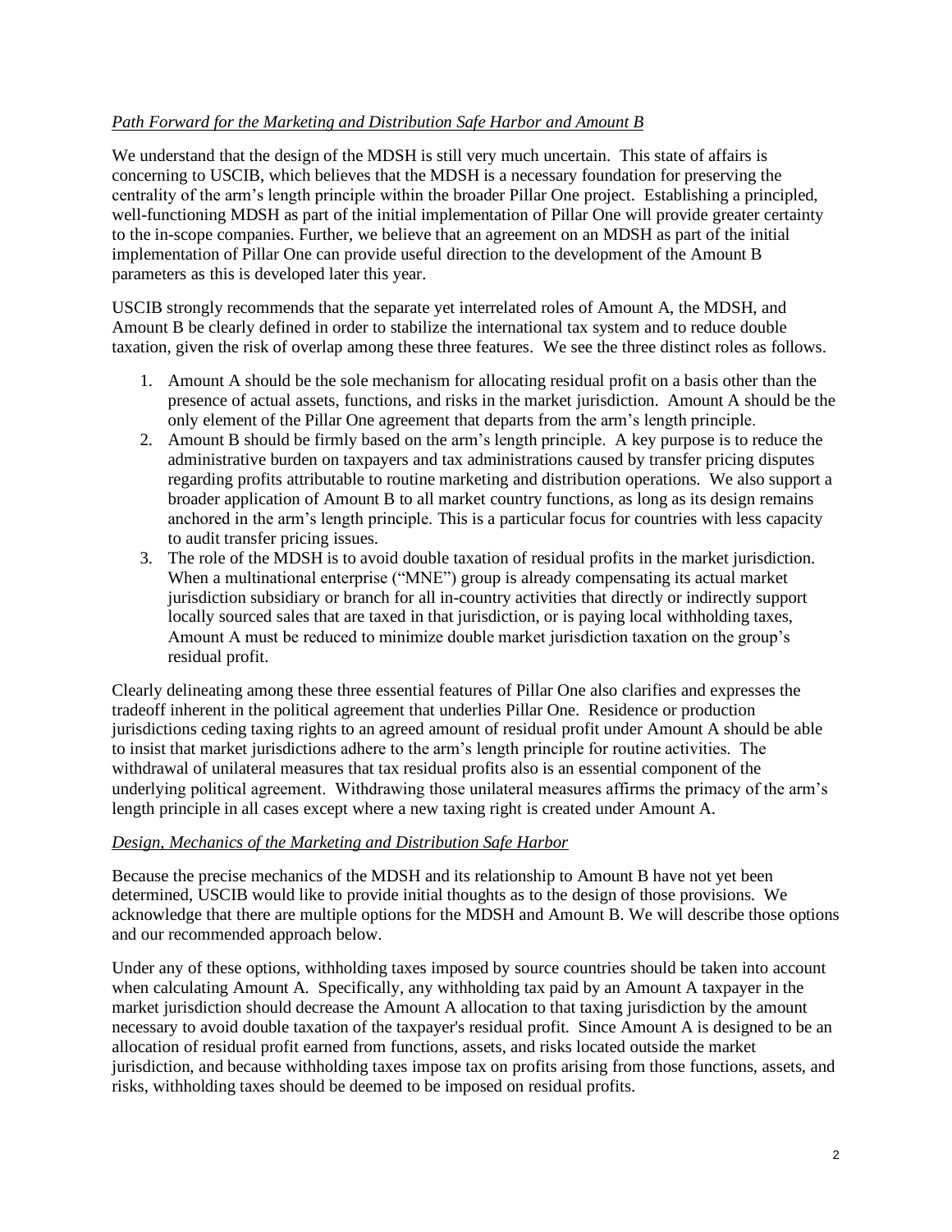*Path Forward for the Marketing and Distribution Safe Harbor and Amount B*

We understand that the design of the MDSH is still very much uncertain. This state of affairs is concerning to USCIB, which believes that the MDSH is a necessary foundation for preserving the centrality of the arm's length principle within the broader Pillar One project. Establishing a principled, well-functioning MDSH as part of the initial implementation of Pillar One will provide greater certainty to the in-scope companies. Further, we believe that an agreement on an MDSH as part of the initial implementation of Pillar One can provide useful direction to the development of the Amount B parameters as this is developed later this year.

USCIB strongly recommends that the separate yet interrelated roles of Amount A, the MDSH, and Amount B be clearly defined in order to stabilize the international tax system and to reduce double taxation, given the risk of overlap among these three features. We see the three distinct roles as follows.

1. Amount A should be the sole mechanism for allocating residual profit on a basis other than the presence of actual assets, functions, and risks in the market jurisdiction. Amount A should be the only element of the Pillar One agreement that departs from the arm's length principle.
2. Amount B should be firmly based on the arm's length principle. A key purpose is to reduce the administrative burden on taxpayers and tax administrations caused by transfer pricing disputes regarding profits attributable to routine marketing and distribution operations. We also support a broader application of Amount B to all market country functions, as long as its design remains anchored in the arm's length principle. This is a particular focus for countries with less capacity to audit transfer pricing issues.
3. The role of the MDSH is to avoid double taxation of residual profits in the market jurisdiction. When a multinational enterprise ("MNE") group is already compensating its actual market jurisdiction subsidiary or branch for all in-country activities that directly or indirectly support locally sourced sales that are taxed in that jurisdiction, or is paying local withholding taxes, Amount A must be reduced to minimize double market jurisdiction taxation on the group's residual profit.

Clearly delineating among these three essential features of Pillar One also clarifies and expresses the tradeoff inherent in the political agreement that underlies Pillar One. Residence or production jurisdictions ceding taxing rights to an agreed amount of residual profit under Amount A should be able to insist that market jurisdictions adhere to the arm's length principle for routine activities. The withdrawal of unilateral measures that tax residual profits also is an essential component of the underlying political agreement. Withdrawing those unilateral measures affirms the primacy of the arm's length principle in all cases except where a new taxing right is created under Amount A.

*Design, Mechanics of the Marketing and Distribution Safe Harbor*

Because the precise mechanics of the MDSH and its relationship to Amount B have not yet been determined, USCIB would like to provide initial thoughts as to the design of those provisions. We acknowledge that there are multiple options for the MDSH and Amount B. We will describe those options and our recommended approach below.

Under any of these options, withholding taxes imposed by source countries should be taken into account when calculating Amount A. Specifically, any withholding tax paid by an Amount A taxpayer in the market jurisdiction should decrease the Amount A allocation to that taxing jurisdiction by the amount necessary to avoid double taxation of the taxpayer's residual profit. Since Amount A is designed to be an allocation of residual profit earned from functions, assets, and risks located outside the market jurisdiction, and because withholding taxes impose tax on profits arising from those functions, assets, and risks, withholding taxes should be deemed to be imposed on residual profits.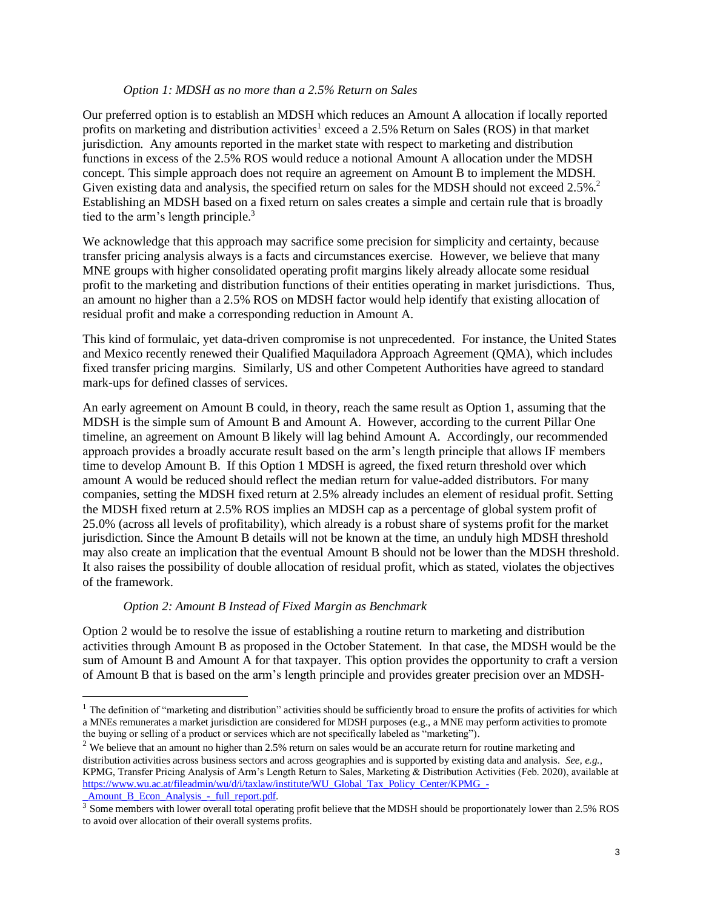*Option 1: MDSH as no more than a 2.5% Return on Sales*

Our preferred option is to establish an MDSH which reduces an Amount A allocation if locally reported profits on marketing and distribution activities[1] exceed a 2.5% Return on Sales (ROS) in that market jurisdiction. Any amounts reported in the market state with respect to marketing and distribution functions in excess of the 2.5% ROS would reduce a notional Amount A allocation under the MDSH concept. This simple approach does not require an agreement on Amount B to implement the MDSH. Given existing data and analysis, the specified return on sales for the MDSH should not exceed 2.5%.[2] Establishing an MDSH based on a fixed return on sales creates a simple and certain rule that is broadly tied to the arm's length principle.[3]

We acknowledge that this approach may sacrifice some precision for simplicity and certainty, because transfer pricing analysis always is a facts and circumstances exercise. However, we believe that many MNE groups with higher consolidated operating profit margins likely already allocate some residual profit to the marketing and distribution functions of their entities operating in market jurisdictions. Thus, an amount no higher than a 2.5% ROS on MDSH factor would help identify that existing allocation of residual profit and make a corresponding reduction in Amount A.

This kind of formulaic, yet data-driven compromise is not unprecedented. For instance, the United States and Mexico recently renewed their Qualified Maquiladora Approach Agreement (QMA), which includes fixed transfer pricing margins. Similarly, US and other Competent Authorities have agreed to standard mark-ups for defined classes of services.

An early agreement on Amount B could, in theory, reach the same result as Option 1, assuming that the MDSH is the simple sum of Amount B and Amount A. However, according to the current Pillar One timeline, an agreement on Amount B likely will lag behind Amount A. Accordingly, our recommended approach provides a broadly accurate result based on the arm's length principle that allows IF members time to develop Amount B. If this Option 1 MDSH is agreed, the fixed return threshold over which amount A would be reduced should reflect the median return for value-added distributors. For many companies, setting the MDSH fixed return at 2.5% already includes an element of residual profit. Setting the MDSH fixed return at 2.5% ROS implies an MDSH cap as a percentage of global system profit of 25.0% (across all levels of profitability), which already is a robust share of systems profit for the market jurisdiction. Since the Amount B details will not be known at the time, an unduly high MDSH threshold may also create an implication that the eventual Amount B should not be lower than the MDSH threshold. It also raises the possibility of double allocation of residual profit, which as stated, violates the objectives of the framework.

*Option 2: Amount B Instead of Fixed Margin as Benchmark*

Option 2 would be to resolve the issue of establishing a routine return to marketing and distribution activities through Amount B as proposed in the October Statement. In that case, the MDSH would be the sum of Amount B and Amount A for that taxpayer. This option provides the opportunity to craft a version of Amount B that is based on the arm's length principle and provides greater precision over an MDSH-

---

[1] The definition of "marketing and distribution" activities should be sufficiently broad to ensure the profits of activities for which a MNEs remunerates a market jurisdiction are considered for MDSH purposes (e.g., a MNE may perform activities to promote the buying or selling of a product or services which are not specifically labeled as "marketing").

[2] We believe that an amount no higher than 2.5% return on sales would be an accurate return for routine marketing and distribution activities across business sectors and across geographies and is supported by existing data and analysis. *See, e.g.*, KPMG, Transfer Pricing Analysis of Arm's Length Return to Sales, Marketing & Distribution Activities (Feb. 2020), available at https://www.wu.ac.at/fileadmin/wu/d/i/taxlaw/institute/WU_Global_Tax_Policy_Center/KPMG_-_Amount_B_Econ_Analysis_-_full_report.pdf.

[3] Some members with lower overall total operating profit believe that the MDSH should be proportionately lower than 2.5% ROS to avoid over allocation of their overall systems profits.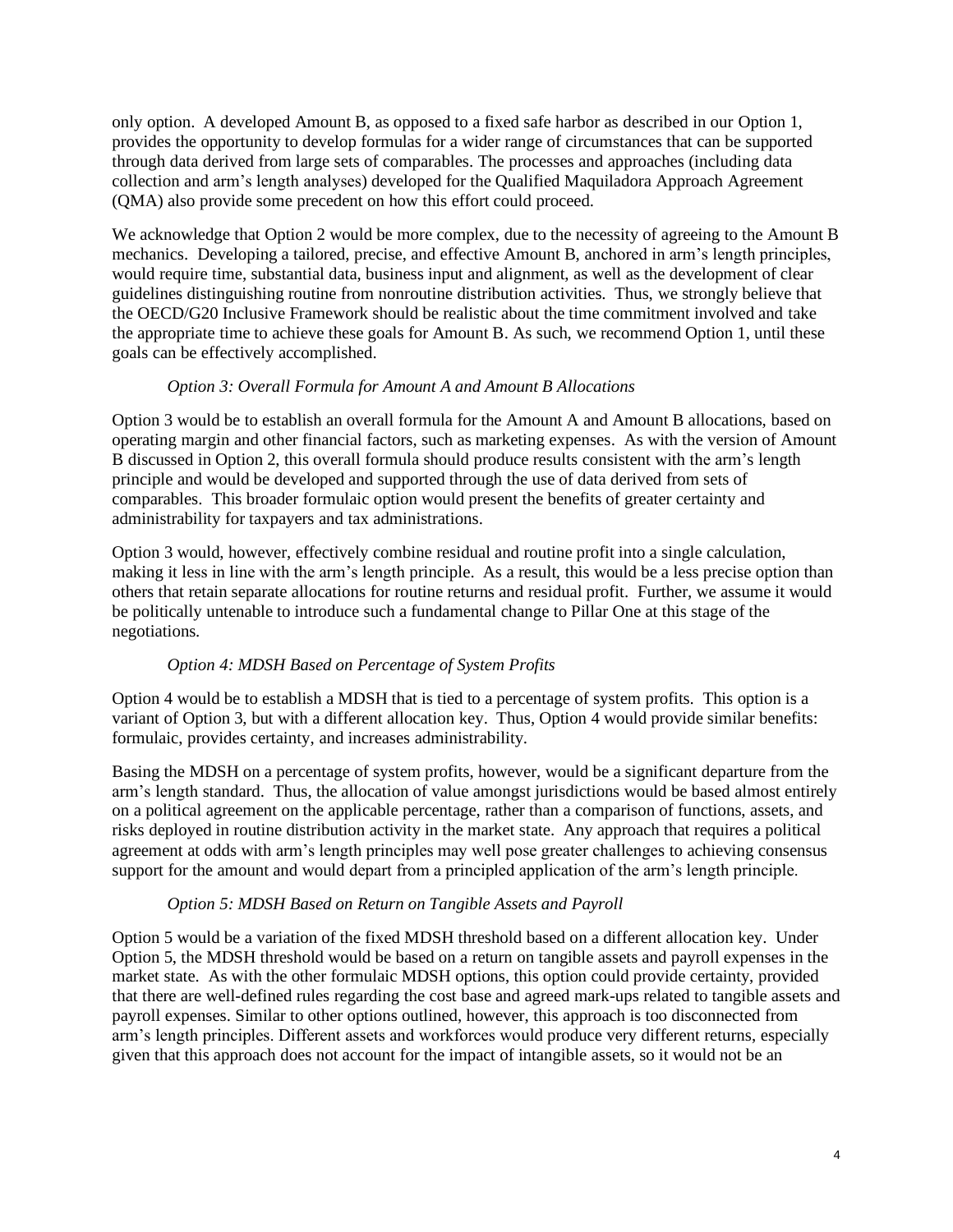only option. A developed Amount B, as opposed to a fixed safe harbor as described in our Option 1, provides the opportunity to develop formulas for a wider range of circumstances that can be supported through data derived from large sets of comparables. The processes and approaches (including data collection and arm's length analyses) developed for the Qualified Maquiladora Approach Agreement (QMA) also provide some precedent on how this effort could proceed.

We acknowledge that Option 2 would be more complex, due to the necessity of agreeing to the Amount B mechanics. Developing a tailored, precise, and effective Amount B, anchored in arm's length principles, would require time, substantial data, business input and alignment, as well as the development of clear guidelines distinguishing routine from nonroutine distribution activities. Thus, we strongly believe that the OECD/G20 Inclusive Framework should be realistic about the time commitment involved and take the appropriate time to achieve these goals for Amount B. As such, we recommend Option 1, until these goals can be effectively accomplished.

*Option 3: Overall Formula for Amount A and Amount B Allocations*

Option 3 would be to establish an overall formula for the Amount A and Amount B allocations, based on operating margin and other financial factors, such as marketing expenses. As with the version of Amount B discussed in Option 2, this overall formula should produce results consistent with the arm's length principle and would be developed and supported through the use of data derived from sets of comparables. This broader formulaic option would present the benefits of greater certainty and administrability for taxpayers and tax administrations.

Option 3 would, however, effectively combine residual and routine profit into a single calculation, making it less in line with the arm's length principle. As a result, this would be a less precise option than others that retain separate allocations for routine returns and residual profit. Further, we assume it would be politically untenable to introduce such a fundamental change to Pillar One at this stage of the negotiations.

*Option 4: MDSH Based on Percentage of System Profits*

Option 4 would be to establish a MDSH that is tied to a percentage of system profits. This option is a variant of Option 3, but with a different allocation key. Thus, Option 4 would provide similar benefits: formulaic, provides certainty, and increases administrability.

Basing the MDSH on a percentage of system profits, however, would be a significant departure from the arm's length standard. Thus, the allocation of value amongst jurisdictions would be based almost entirely on a political agreement on the applicable percentage, rather than a comparison of functions, assets, and risks deployed in routine distribution activity in the market state. Any approach that requires a political agreement at odds with arm's length principles may well pose greater challenges to achieving consensus support for the amount and would depart from a principled application of the arm's length principle.

*Option 5: MDSH Based on Return on Tangible Assets and Payroll*

Option 5 would be a variation of the fixed MDSH threshold based on a different allocation key. Under Option 5, the MDSH threshold would be based on a return on tangible assets and payroll expenses in the market state. As with the other formulaic MDSH options, this option could provide certainty, provided that there are well-defined rules regarding the cost base and agreed mark-ups related to tangible assets and payroll expenses. Similar to other options outlined, however, this approach is too disconnected from arm's length principles. Different assets and workforces would produce very different returns, especially given that this approach does not account for the impact of intangible assets, so it would not be an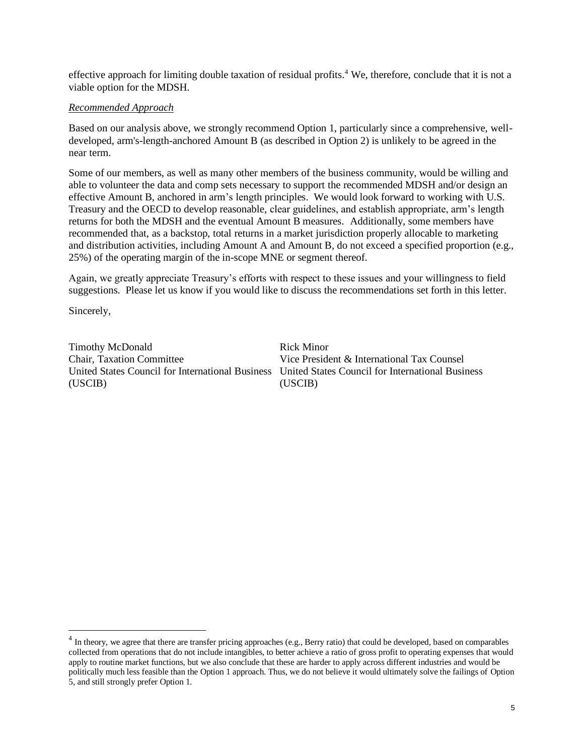effective approach for limiting double taxation of residual profits.[4] We, therefore, conclude that it is not a viable option for the MDSH.

*Recommended Approach*

Based on our analysis above, we strongly recommend Option 1, particularly since a comprehensive, well-developed, arm's-length-anchored Amount B (as described in Option 2) is unlikely to be agreed in the near term.

Some of our members, as well as many other members of the business community, would be willing and able to volunteer the data and comp sets necessary to support the recommended MDSH and/or design an effective Amount B, anchored in arm's length principles. We would look forward to working with U.S. Treasury and the OECD to develop reasonable, clear guidelines, and establish appropriate, arm's length returns for both the MDSH and the eventual Amount B measures. Additionally, some members have recommended that, as a backstop, total returns in a market jurisdiction properly allocable to marketing and distribution activities, including Amount A and Amount B, do not exceed a specified proportion (e.g., 25%) of the operating margin of the in-scope MNE or segment thereof.

Again, we greatly appreciate Treasury's efforts with respect to these issues and your willingness to field suggestions. Please let us know if you would like to discuss the recommendations set forth in this letter.

Sincerely,

Timothy McDonald
Chair, Taxation Committee
United States Council for International Business (USCIB)

Rick Minor
Vice President & International Tax Counsel
United States Council for International Business (USCIB)

---

[4] In theory, we agree that there are transfer pricing approaches (e.g., Berry ratio) that could be developed, based on comparables collected from operations that do not include intangibles, to better achieve a ratio of gross profit to operating expenses that would apply to routine market functions, but we also conclude that these are harder to apply across different industries and would be politically much less feasible than the Option 1 approach. Thus, we do not believe it would ultimately solve the failings of Option 5, and still strongly prefer Option 1.